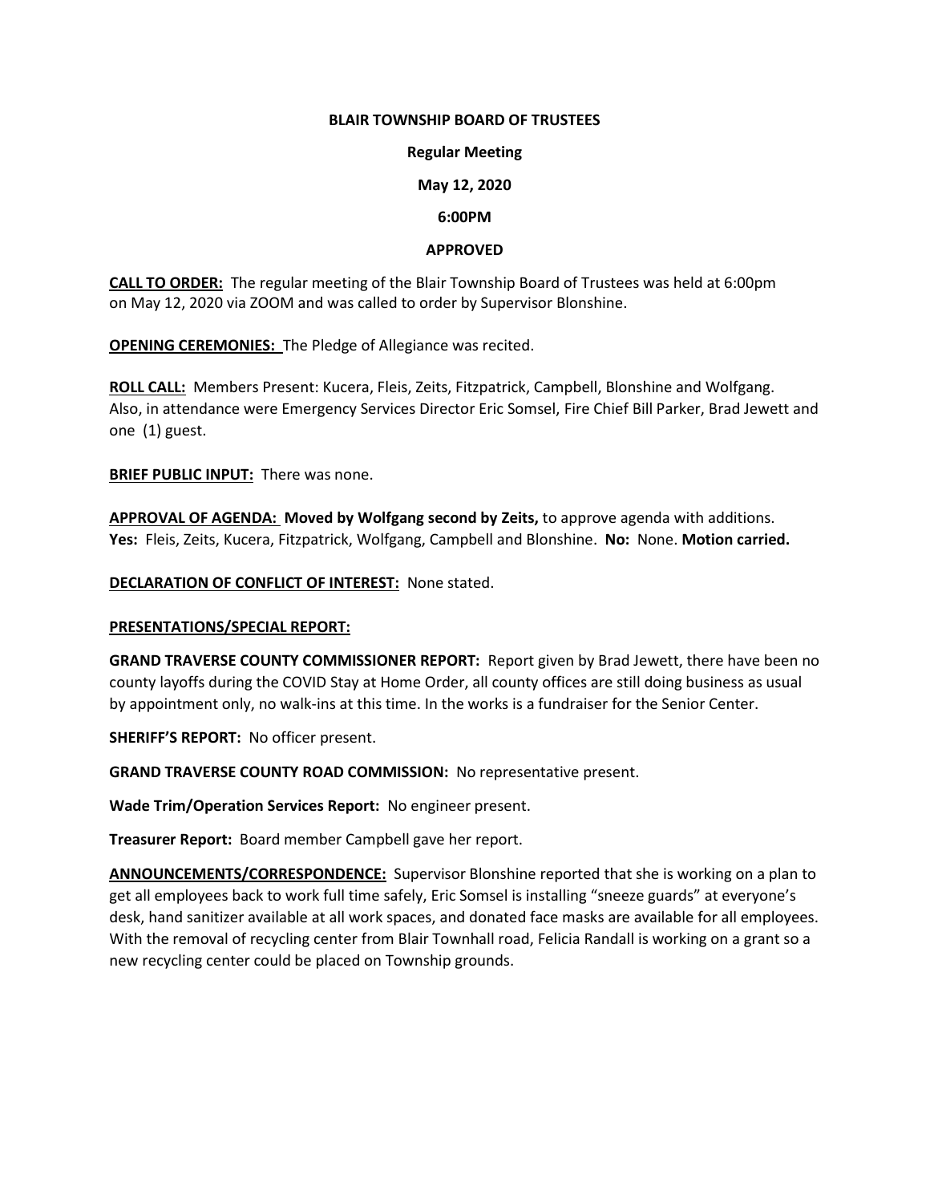**BLAIR TOWNSHIP BOARD OF TRUSTEES**

**Regular Meeting**

**May 12, 2020**

**6:00PM**

**APPROVED**

**CALL TO ORDER:** The regular meeting of the Blair Township Board of Trustees was held at 6:00pm on May 12, 2020 via ZOOM and was called to order by Supervisor Blonshine.

**OPENING CEREMONIES:** The Pledge of Allegiance was recited.

**ROLL CALL:** Members Present: Kucera, Fleis, Zeits, Fitzpatrick, Campbell, Blonshine and Wolfgang. Also, in attendance were Emergency Services Director Eric Somsel, Fire Chief Bill Parker, Brad Jewett and one (1) guest.

**BRIEF PUBLIC INPUT:** There was none.

**APPROVAL OF AGENDA: Moved by Wolfgang second by Zeits,** to approve agenda with additions. **Yes:** Fleis, Zeits, Kucera, Fitzpatrick, Wolfgang, Campbell and Blonshine. **No:** None. **Motion carried.**

**DECLARATION OF CONFLICT OF INTEREST:** None stated.

**PRESENTATIONS/SPECIAL REPORT:**

**GRAND TRAVERSE COUNTY COMMISSIONER REPORT:** Report given by Brad Jewett, there have been no county layoffs during the COVID Stay at Home Order, all county offices are still doing business as usual by appointment only, no walk-ins at this time. In the works is a fundraiser for the Senior Center.

**SHERIFF'S REPORT:** No officer present.

**GRAND TRAVERSE COUNTY ROAD COMMISSION:** No representative present.

**Wade Trim/Operation Services Report:** No engineer present.

**Treasurer Report:** Board member Campbell gave her report.

**ANNOUNCEMENTS/CORRESPONDENCE:** Supervisor Blonshine reported that she is working on a plan to get all employees back to work full time safely, Eric Somsel is installing "sneeze guards" at everyone's desk, hand sanitizer available at all work spaces, and donated face masks are available for all employees. With the removal of recycling center from Blair Townhall road, Felicia Randall is working on a grant so a new recycling center could be placed on Township grounds.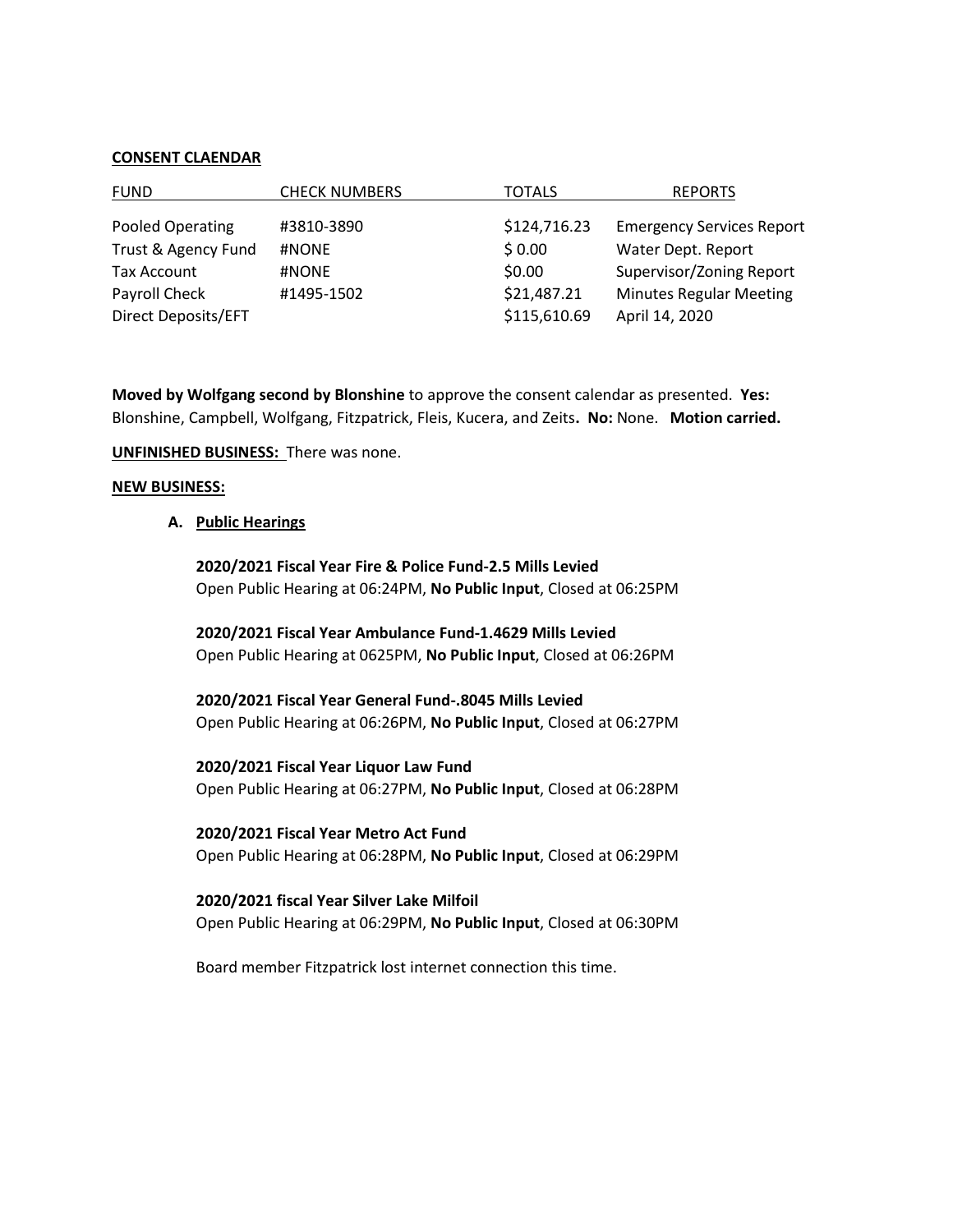**CONSENT CLAENDAR**

| FUND | CHECK NUMBERS | TOTALS | REPORTS |
|---|---|---|---|
| Pooled Operating | #3810-3890 | $124,716.23 | Emergency Services Report |
| Trust & Agency Fund | #NONE | $ 0.00 | Water Dept. Report |
| Tax Account | #NONE | $0.00 | Supervisor/Zoning Report |
| Payroll Check | #1495-1502 | $21,487.21 | Minutes Regular Meeting |
| Direct Deposits/EFT | | $115,610.69 | April 14, 2020 |

**Moved by Wolfgang second by Blonshine** to approve the consent calendar as presented. **Yes:** Blonshine, Campbell, Wolfgang, Fitzpatrick, Fleis, Kucera, and Zeits**. No:** None. **Motion carried.**

**UNFINISHED BUSINESS:** There was none.

**NEW BUSINESS:**

**A. Public Hearings**

**2020/2021 Fiscal Year Fire & Police Fund-2.5 Mills Levied**
Open Public Hearing at 06:24PM, **No Public Input**, Closed at 06:25PM

**2020/2021 Fiscal Year Ambulance Fund-1.4629 Mills Levied**
Open Public Hearing at 0625PM, **No Public Input**, Closed at 06:26PM

**2020/2021 Fiscal Year General Fund-.8045 Mills Levied**
Open Public Hearing at 06:26PM, **No Public Input**, Closed at 06:27PM

**2020/2021 Fiscal Year Liquor Law Fund**
Open Public Hearing at 06:27PM, **No Public Input**, Closed at 06:28PM

**2020/2021 Fiscal Year Metro Act Fund**
Open Public Hearing at 06:28PM, **No Public Input**, Closed at 06:29PM

**2020/2021 fiscal Year Silver Lake Milfoil**
Open Public Hearing at 06:29PM, **No Public Input**, Closed at 06:30PM

Board member Fitzpatrick lost internet connection this time.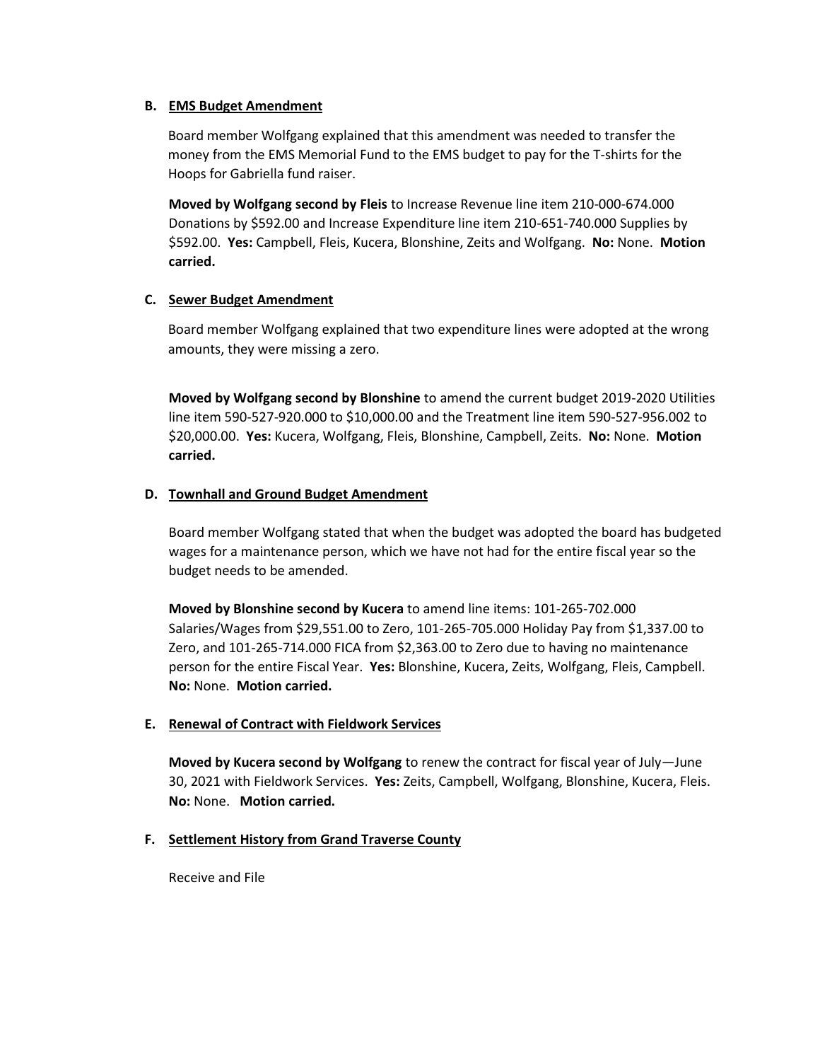**B. EMS Budget Amendment**

Board member Wolfgang explained that this amendment was needed to transfer the money from the EMS Memorial Fund to the EMS budget to pay for the T-shirts for the Hoops for Gabriella fund raiser.

**Moved by Wolfgang second by Fleis** to Increase Revenue line item 210-000-674.000 Donations by $592.00 and Increase Expenditure line item 210-651-740.000 Supplies by $592.00. **Yes:** Campbell, Fleis, Kucera, Blonshine, Zeits and Wolfgang. **No:** None. **Motion carried.**

**C. Sewer Budget Amendment**

Board member Wolfgang explained that two expenditure lines were adopted at the wrong amounts, they were missing a zero.

**Moved by Wolfgang second by Blonshine** to amend the current budget 2019-2020 Utilities line item 590-527-920.000 to $10,000.00 and the Treatment line item 590-527-956.002 to $20,000.00. **Yes:** Kucera, Wolfgang, Fleis, Blonshine, Campbell, Zeits. **No:** None. **Motion carried.**

**D. Townhall and Ground Budget Amendment**

Board member Wolfgang stated that when the budget was adopted the board has budgeted wages for a maintenance person, which we have not had for the entire fiscal year so the budget needs to be amended.

**Moved by Blonshine second by Kucera** to amend line items: 101-265-702.000 Salaries/Wages from $29,551.00 to Zero, 101-265-705.000 Holiday Pay from $1,337.00 to Zero, and 101-265-714.000 FICA from $2,363.00 to Zero due to having no maintenance person for the entire Fiscal Year. **Yes:** Blonshine, Kucera, Zeits, Wolfgang, Fleis, Campbell. **No:** None. **Motion carried.**

**E. Renewal of Contract with Fieldwork Services**

**Moved by Kucera second by Wolfgang** to renew the contract for fiscal year of July—June 30, 2021 with Fieldwork Services. **Yes:** Zeits, Campbell, Wolfgang, Blonshine, Kucera, Fleis. **No:** None. **Motion carried.**

**F. Settlement History from Grand Traverse County**

Receive and File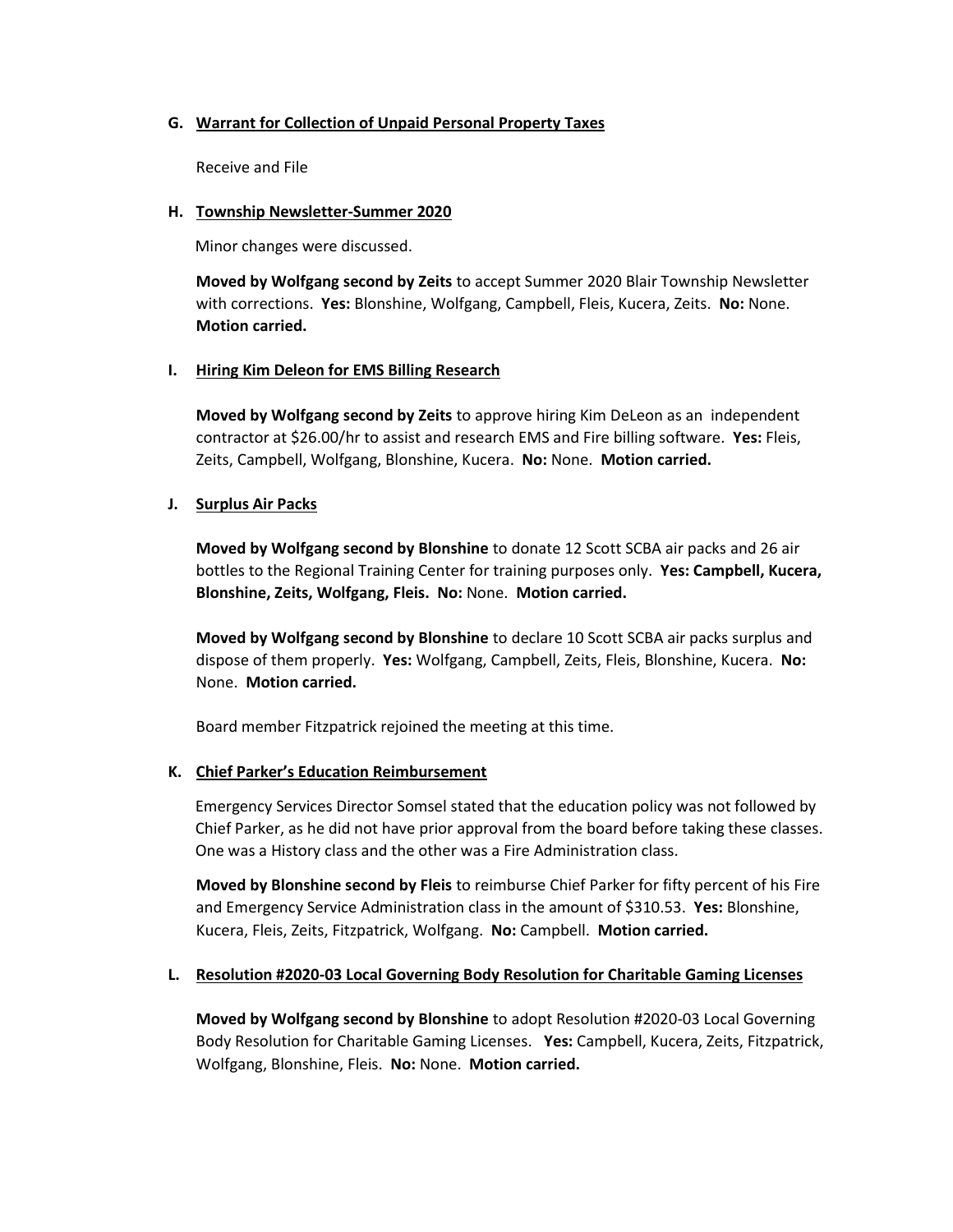**G. Warrant for Collection of Unpaid Personal Property Taxes**

Receive and File

**H. Township Newsletter-Summer 2020**

Minor changes were discussed.

**Moved by Wolfgang second by Zeits** to accept Summer 2020 Blair Township Newsletter with corrections. **Yes:** Blonshine, Wolfgang, Campbell, Fleis, Kucera, Zeits. **No:** None. **Motion carried.**

**I. Hiring Kim Deleon for EMS Billing Research**

**Moved by Wolfgang second by Zeits** to approve hiring Kim DeLeon as an independent contractor at $26.00/hr to assist and research EMS and Fire billing software. **Yes:** Fleis, Zeits, Campbell, Wolfgang, Blonshine, Kucera. **No:** None. **Motion carried.**

**J. Surplus Air Packs**

**Moved by Wolfgang second by Blonshine** to donate 12 Scott SCBA air packs and 26 air bottles to the Regional Training Center for training purposes only. **Yes: Campbell, Kucera, Blonshine, Zeits, Wolfgang, Fleis. No:** None. **Motion carried.**

**Moved by Wolfgang second by Blonshine** to declare 10 Scott SCBA air packs surplus and dispose of them properly. **Yes:** Wolfgang, Campbell, Zeits, Fleis, Blonshine, Kucera. **No:** None. **Motion carried.**

Board member Fitzpatrick rejoined the meeting at this time.

**K. Chief Parker's Education Reimbursement**

Emergency Services Director Somsel stated that the education policy was not followed by Chief Parker, as he did not have prior approval from the board before taking these classes. One was a History class and the other was a Fire Administration class.

**Moved by Blonshine second by Fleis** to reimburse Chief Parker for fifty percent of his Fire and Emergency Service Administration class in the amount of $310.53. **Yes:** Blonshine, Kucera, Fleis, Zeits, Fitzpatrick, Wolfgang. **No:** Campbell. **Motion carried.**

**L. Resolution #2020-03 Local Governing Body Resolution for Charitable Gaming Licenses**

**Moved by Wolfgang second by Blonshine** to adopt Resolution #2020-03 Local Governing Body Resolution for Charitable Gaming Licenses. **Yes:** Campbell, Kucera, Zeits, Fitzpatrick, Wolfgang, Blonshine, Fleis. **No:** None. **Motion carried.**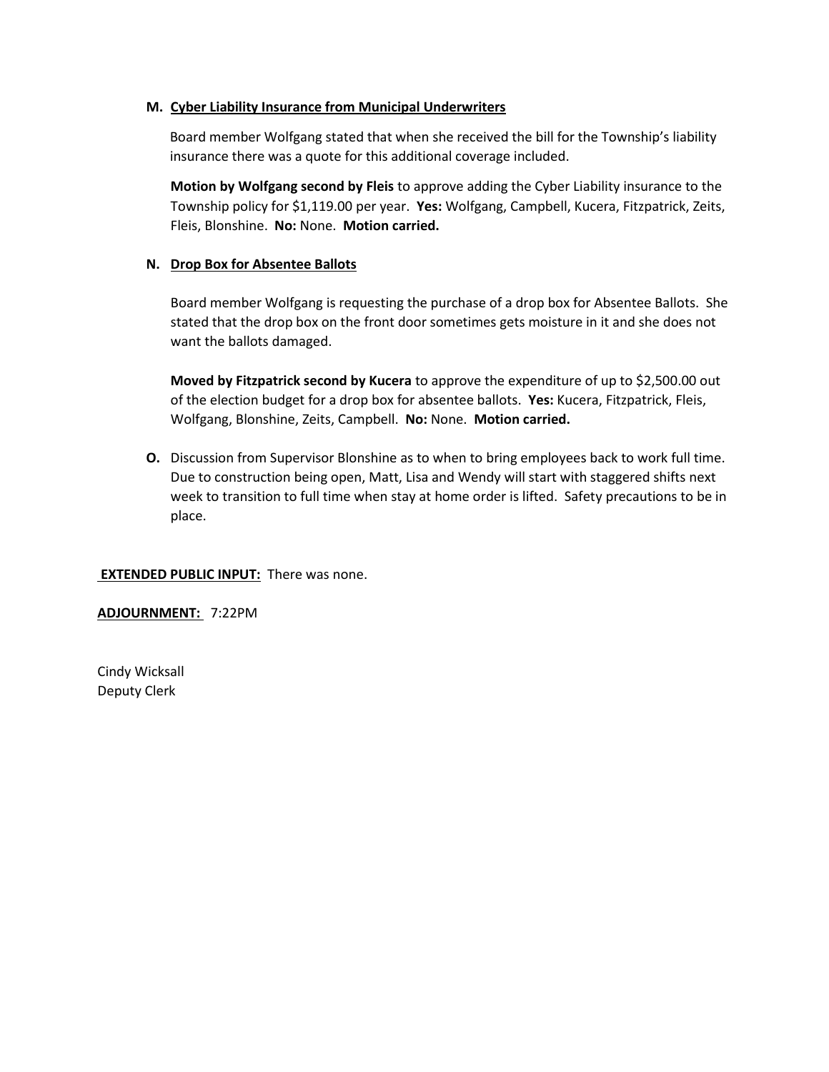**M. Cyber Liability Insurance from Municipal Underwriters**

Board member Wolfgang stated that when she received the bill for the Township's liability insurance there was a quote for this additional coverage included.

**Motion by Wolfgang second by Fleis** to approve adding the Cyber Liability insurance to the Township policy for $1,119.00 per year. **Yes:** Wolfgang, Campbell, Kucera, Fitzpatrick, Zeits, Fleis, Blonshine. **No:** None. **Motion carried.**

**N. Drop Box for Absentee Ballots**

Board member Wolfgang is requesting the purchase of a drop box for Absentee Ballots. She stated that the drop box on the front door sometimes gets moisture in it and she does not want the ballots damaged.

**Moved by Fitzpatrick second by Kucera** to approve the expenditure of up to $2,500.00 out of the election budget for a drop box for absentee ballots. **Yes:** Kucera, Fitzpatrick, Fleis, Wolfgang, Blonshine, Zeits, Campbell. **No:** None. **Motion carried.**

**O.** Discussion from Supervisor Blonshine as to when to bring employees back to work full time. Due to construction being open, Matt, Lisa and Wendy will start with staggered shifts next week to transition to full time when stay at home order is lifted. Safety precautions to be in place.

**EXTENDED PUBLIC INPUT:** There was none.

**ADJOURNMENT:** 7:22PM

Cindy Wicksall
Deputy Clerk